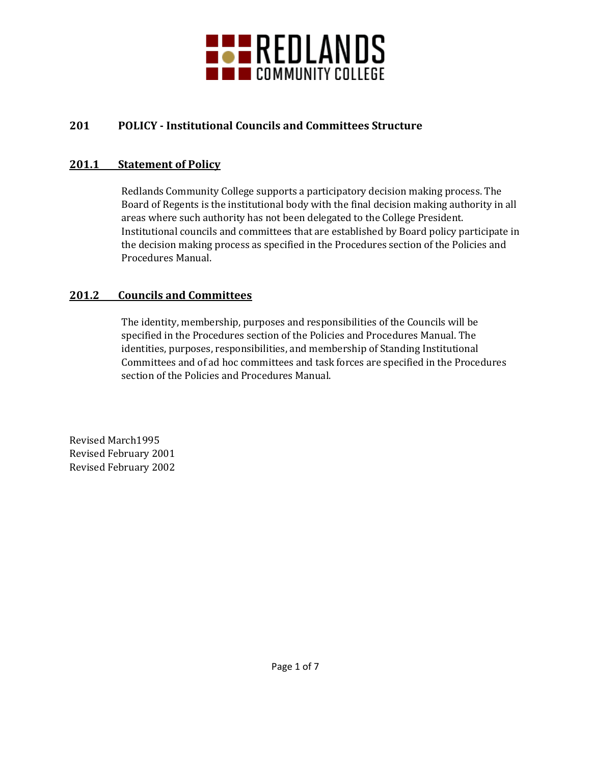# 201 POLICY - Institutional Councils and Committees Structure

## 201.1 Statement of Policy

Redlands Community College supports a participatory decision making process. The Board of Regents is the institutional body with the final decision making authority in all areas where such authority has not been delegated to the College President. Institutional councils and committees that are established by Board policy participate in the decision making process as specified in the Procedures section of the Policies and Procedures Manual.

## 201.2 Councils and Committees

The identity, membership, purposes and responsibilities of the Councils will be specified in the Procedures section of the Policies and Procedures Manual. The identities, purposes, responsibilities, and membership of Standing Institutional Committees and of ad hoc committees and task forces are specified in the Procedures section of the Policies and Procedures Manual.

Revised March1995
Revised February 2001
Revised February 2002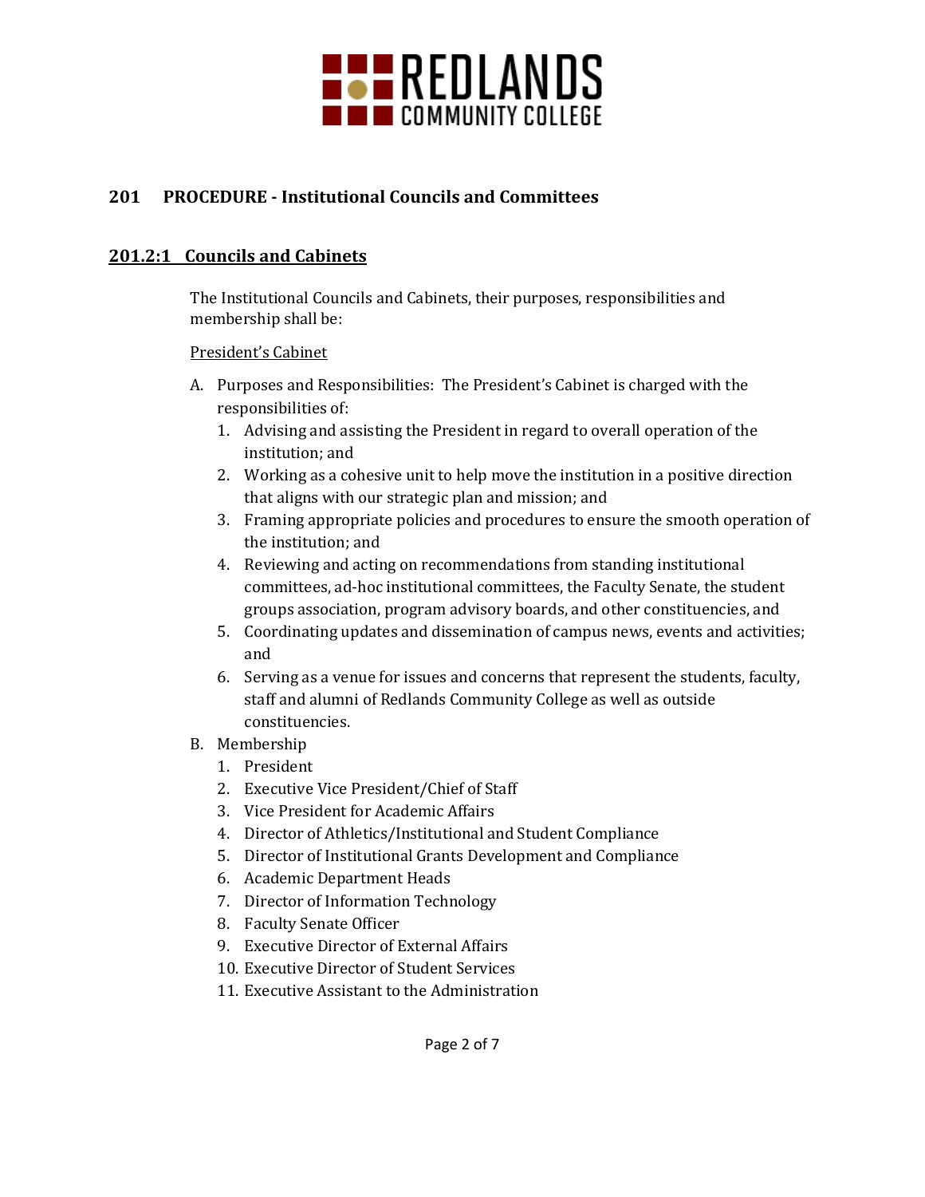## 201 PROCEDURE - Institutional Councils and Committees

### 201.2:1 Councils and Cabinets

The Institutional Councils and Cabinets, their purposes, responsibilities and membership shall be:

President's Cabinet

A. Purposes and Responsibilities: The President's Cabinet is charged with the responsibilities of:
   1. Advising and assisting the President in regard to overall operation of the institution; and
   2. Working as a cohesive unit to help move the institution in a positive direction that aligns with our strategic plan and mission; and
   3. Framing appropriate policies and procedures to ensure the smooth operation of the institution; and
   4. Reviewing and acting on recommendations from standing institutional committees, ad-hoc institutional committees, the Faculty Senate, the student groups association, program advisory boards, and other constituencies, and
   5. Coordinating updates and dissemination of campus news, events and activities; and
   6. Serving as a venue for issues and concerns that represent the students, faculty, staff and alumni of Redlands Community College as well as outside constituencies.

B. Membership
   1. President
   2. Executive Vice President/Chief of Staff
   3. Vice President for Academic Affairs
   4. Director of Athletics/Institutional and Student Compliance
   5. Director of Institutional Grants Development and Compliance
   6. Academic Department Heads
   7. Director of Information Technology
   8. Faculty Senate Officer
   9. Executive Director of External Affairs
   10. Executive Director of Student Services
   11. Executive Assistant to the Administration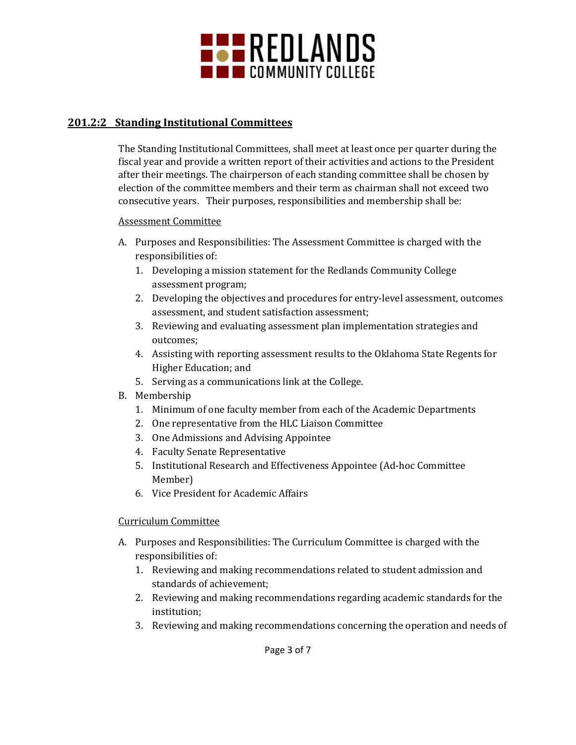## 201.2:2 Standing Institutional Committees

The Standing Institutional Committees, shall meet at least once per quarter during the fiscal year and provide a written report of their activities and actions to the President after their meetings. The chairperson of each standing committee shall be chosen by election of the committee members and their term as chairman shall not exceed two consecutive years. Their purposes, responsibilities and membership shall be:

Assessment Committee

A. Purposes and Responsibilities: The Assessment Committee is charged with the responsibilities of:
   1. Developing a mission statement for the Redlands Community College assessment program;
   2. Developing the objectives and procedures for entry-level assessment, outcomes assessment, and student satisfaction assessment;
   3. Reviewing and evaluating assessment plan implementation strategies and outcomes;
   4. Assisting with reporting assessment results to the Oklahoma State Regents for Higher Education; and
   5. Serving as a communications link at the College.
B. Membership
   1. Minimum of one faculty member from each of the Academic Departments
   2. One representative from the HLC Liaison Committee
   3. One Admissions and Advising Appointee
   4. Faculty Senate Representative
   5. Institutional Research and Effectiveness Appointee (Ad-hoc Committee Member)
   6. Vice President for Academic Affairs

Curriculum Committee

A. Purposes and Responsibilities: The Curriculum Committee is charged with the responsibilities of:
   1. Reviewing and making recommendations related to student admission and standards of achievement;
   2. Reviewing and making recommendations regarding academic standards for the institution;
   3. Reviewing and making recommendations concerning the operation and needs of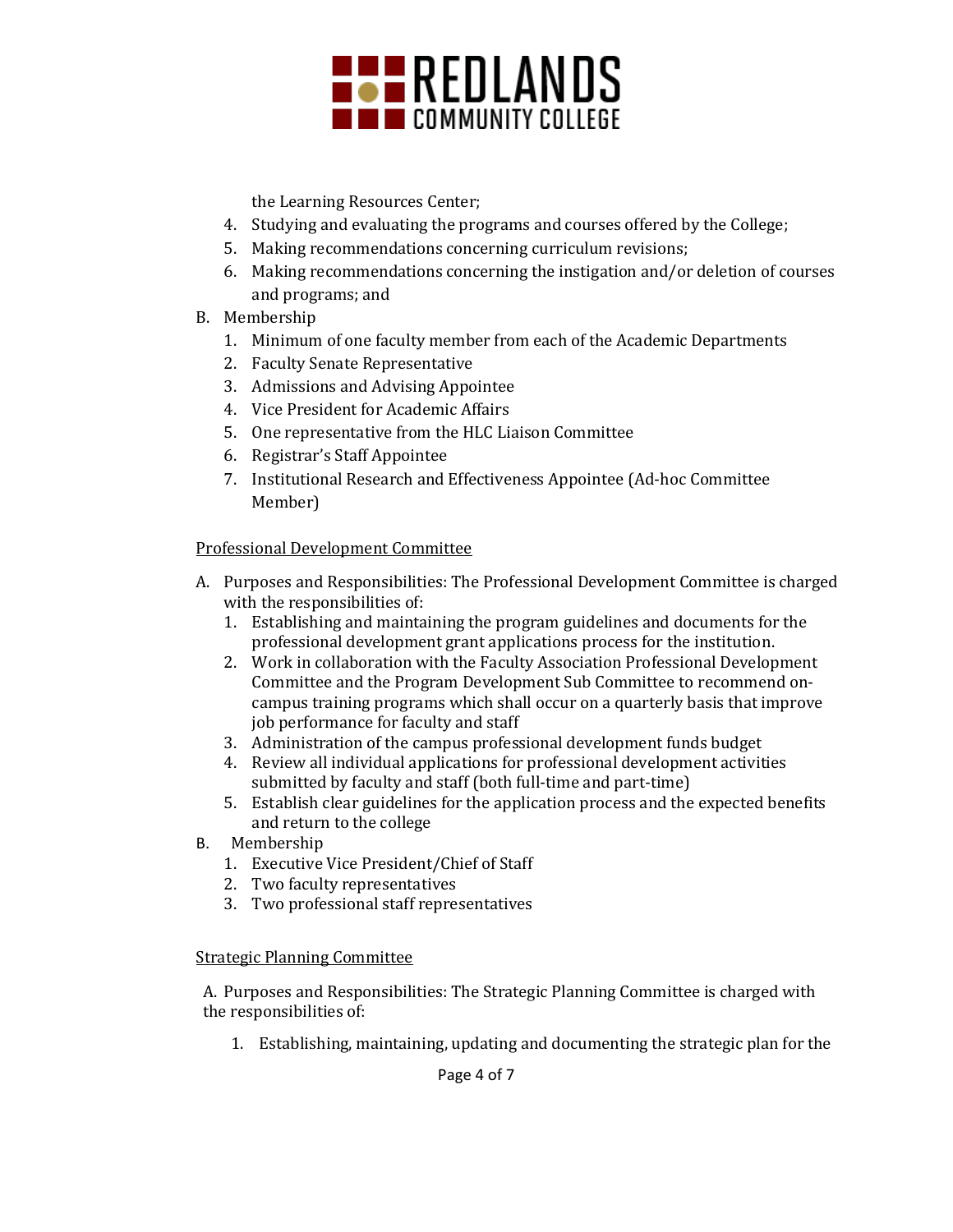the Learning Resources Center;

4. Studying and evaluating the programs and courses offered by the College;
5. Making recommendations concerning curriculum revisions;
6. Making recommendations concerning the instigation and/or deletion of courses and programs; and

B. Membership
   1. Minimum of one faculty member from each of the Academic Departments
   2. Faculty Senate Representative
   3. Admissions and Advising Appointee
   4. Vice President for Academic Affairs
   5. One representative from the HLC Liaison Committee
   6. Registrar's Staff Appointee
   7. Institutional Research and Effectiveness Appointee (Ad-hoc Committee Member)

<u>Professional Development Committee</u>

A. Purposes and Responsibilities: The Professional Development Committee is charged with the responsibilities of:
   1. Establishing and maintaining the program guidelines and documents for the professional development grant applications process for the institution.
   2. Work in collaboration with the Faculty Association Professional Development Committee and the Program Development Sub Committee to recommend on-campus training programs which shall occur on a quarterly basis that improve job performance for faculty and staff
   3. Administration of the campus professional development funds budget
   4. Review all individual applications for professional development activities submitted by faculty and staff (both full-time and part-time)
   5. Establish clear guidelines for the application process and the expected benefits and return to the college

B. Membership
   1. Executive Vice President/Chief of Staff
   2. Two faculty representatives
   3. Two professional staff representatives

<u>Strategic Planning Committee</u>

A. Purposes and Responsibilities: The Strategic Planning Committee is charged with the responsibilities of:

   1. Establishing, maintaining, updating and documenting the strategic plan for the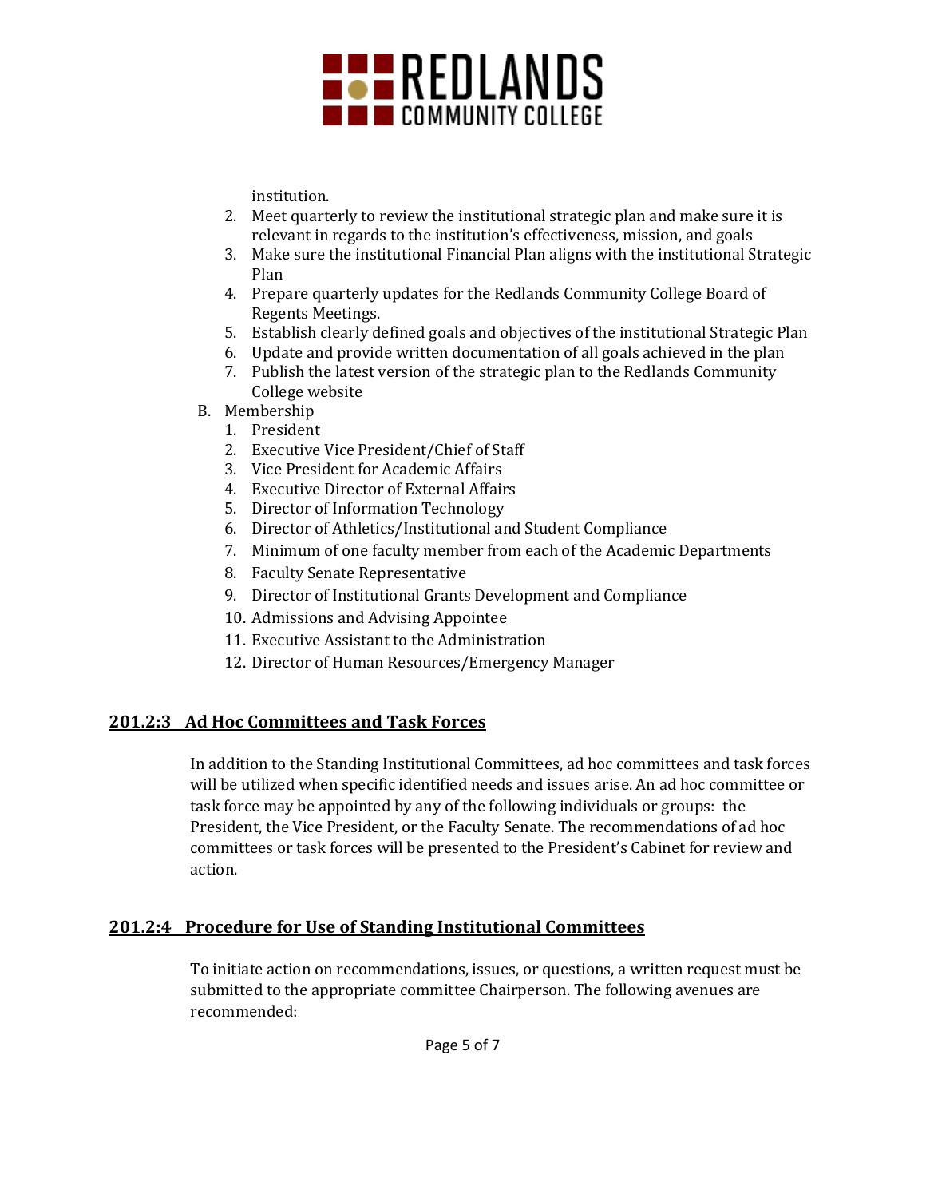institution.

2. Meet quarterly to review the institutional strategic plan and make sure it is relevant in regards to the institution's effectiveness, mission, and goals
3. Make sure the institutional Financial Plan aligns with the institutional Strategic Plan
4. Prepare quarterly updates for the Redlands Community College Board of Regents Meetings.
5. Establish clearly defined goals and objectives of the institutional Strategic Plan
6. Update and provide written documentation of all goals achieved in the plan
7. Publish the latest version of the strategic plan to the Redlands Community College website

B. Membership

1. President
2. Executive Vice President/Chief of Staff
3. Vice President for Academic Affairs
4. Executive Director of External Affairs
5. Director of Information Technology
6. Director of Athletics/Institutional and Student Compliance
7. Minimum of one faculty member from each of the Academic Departments
8. Faculty Senate Representative
9. Director of Institutional Grants Development and Compliance
10. Admissions and Advising Appointee
11. Executive Assistant to the Administration
12. Director of Human Resources/Emergency Manager

## 201.2:3 Ad Hoc Committees and Task Forces

In addition to the Standing Institutional Committees, ad hoc committees and task forces will be utilized when specific identified needs and issues arise. An ad hoc committee or task force may be appointed by any of the following individuals or groups: the President, the Vice President, or the Faculty Senate. The recommendations of ad hoc committees or task forces will be presented to the President's Cabinet for review and action.

## 201.2:4 Procedure for Use of Standing Institutional Committees

To initiate action on recommendations, issues, or questions, a written request must be submitted to the appropriate committee Chairperson. The following avenues are recommended: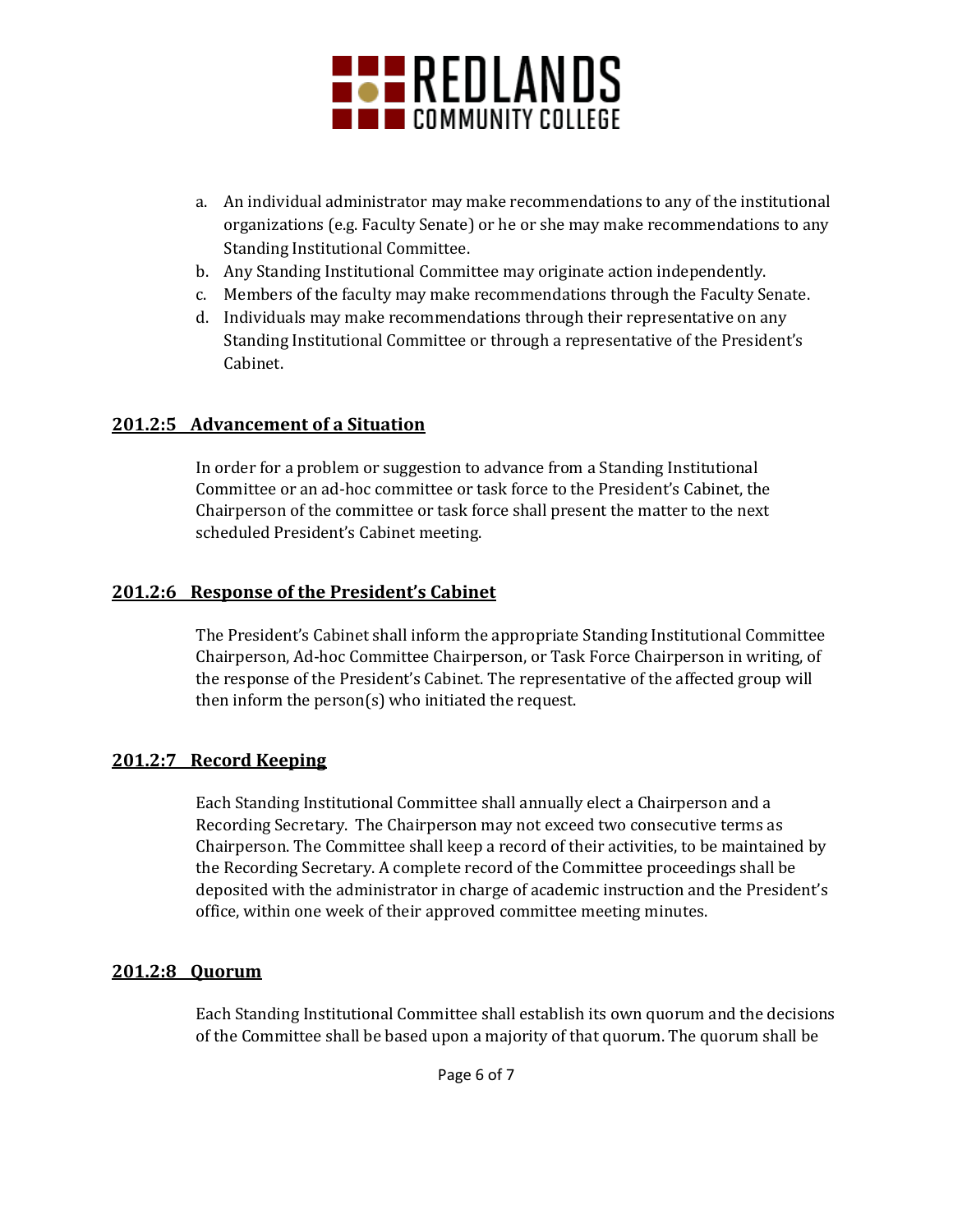a. An individual administrator may make recommendations to any of the institutional organizations (e.g. Faculty Senate) or he or she may make recommendations to any Standing Institutional Committee.
b. Any Standing Institutional Committee may originate action independently.
c. Members of the faculty may make recommendations through the Faculty Senate.
d. Individuals may make recommendations through their representative on any Standing Institutional Committee or through a representative of the President's Cabinet.

## 201.2:5 Advancement of a Situation

In order for a problem or suggestion to advance from a Standing Institutional Committee or an ad-hoc committee or task force to the President's Cabinet, the Chairperson of the committee or task force shall present the matter to the next scheduled President's Cabinet meeting.

## 201.2:6 Response of the President's Cabinet

The President's Cabinet shall inform the appropriate Standing Institutional Committee Chairperson, Ad-hoc Committee Chairperson, or Task Force Chairperson in writing, of the response of the President's Cabinet. The representative of the affected group will then inform the person(s) who initiated the request.

## 201.2:7 Record Keeping

Each Standing Institutional Committee shall annually elect a Chairperson and a Recording Secretary. The Chairperson may not exceed two consecutive terms as Chairperson. The Committee shall keep a record of their activities, to be maintained by the Recording Secretary. A complete record of the Committee proceedings shall be deposited with the administrator in charge of academic instruction and the President's office, within one week of their approved committee meeting minutes.

## 201.2:8 Quorum

Each Standing Institutional Committee shall establish its own quorum and the decisions of the Committee shall be based upon a majority of that quorum. The quorum shall be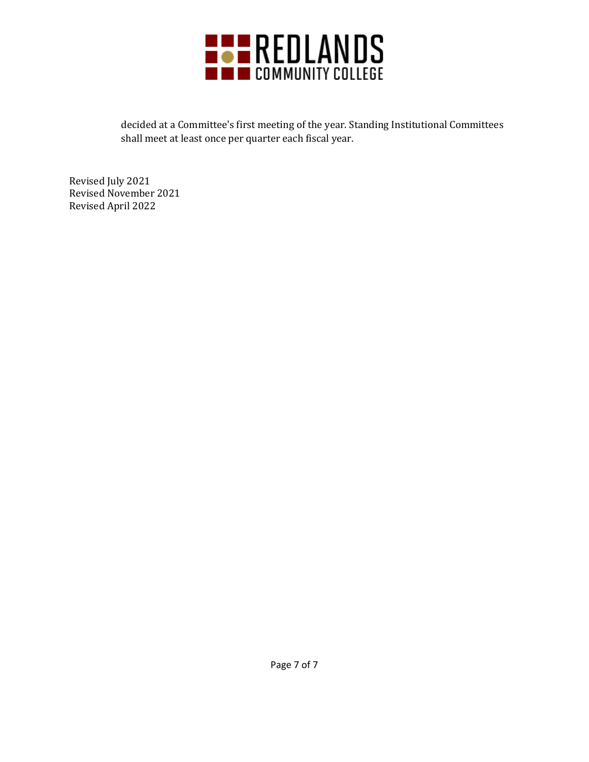decided at a Committee's first meeting of the year. Standing Institutional Committees shall meet at least once per quarter each fiscal year.

Revised July 2021
Revised November 2021
Revised April 2022